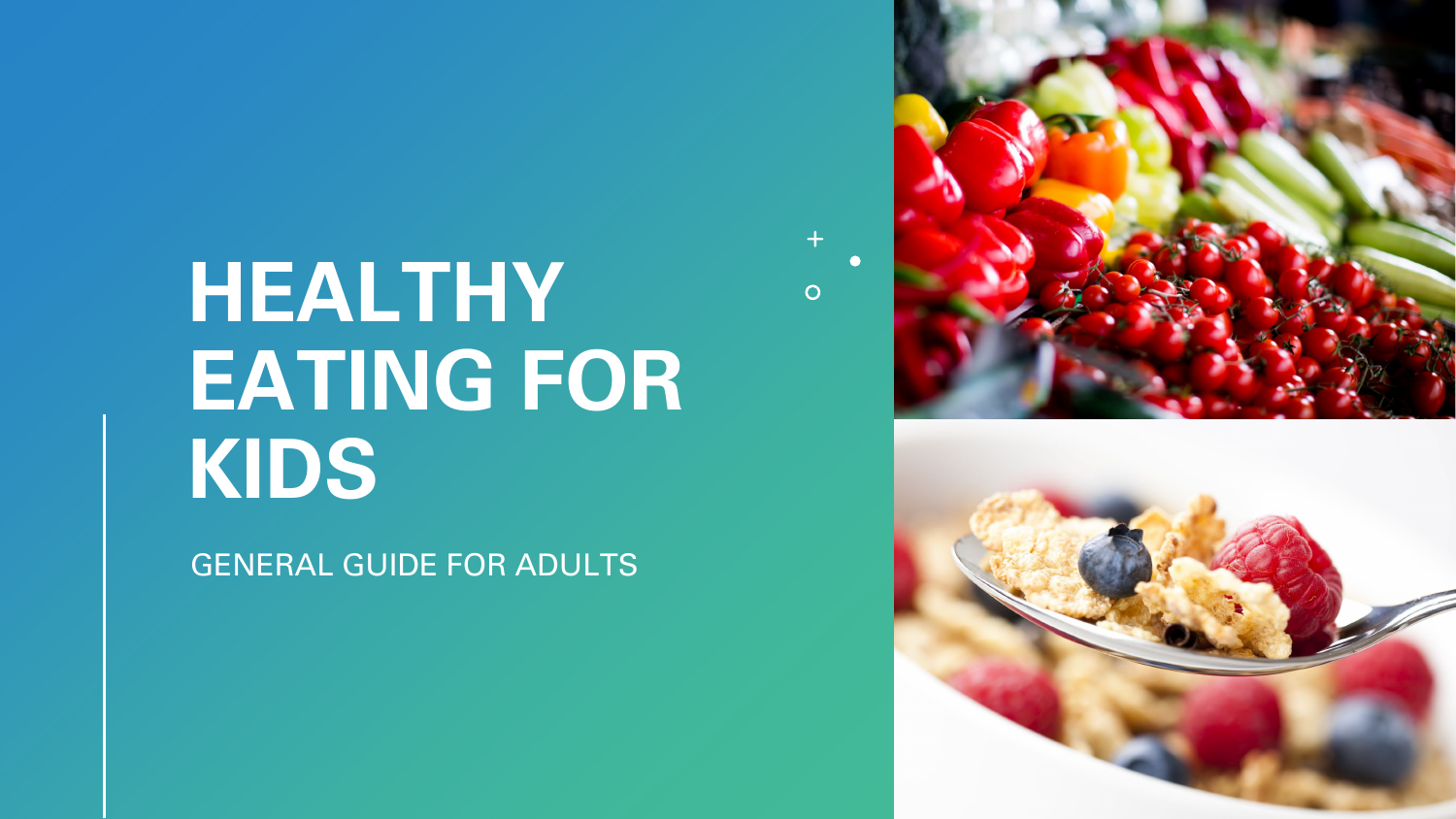# HEALTHY EATING FOR KIDS

GENERAL GUIDE FOR ADULTS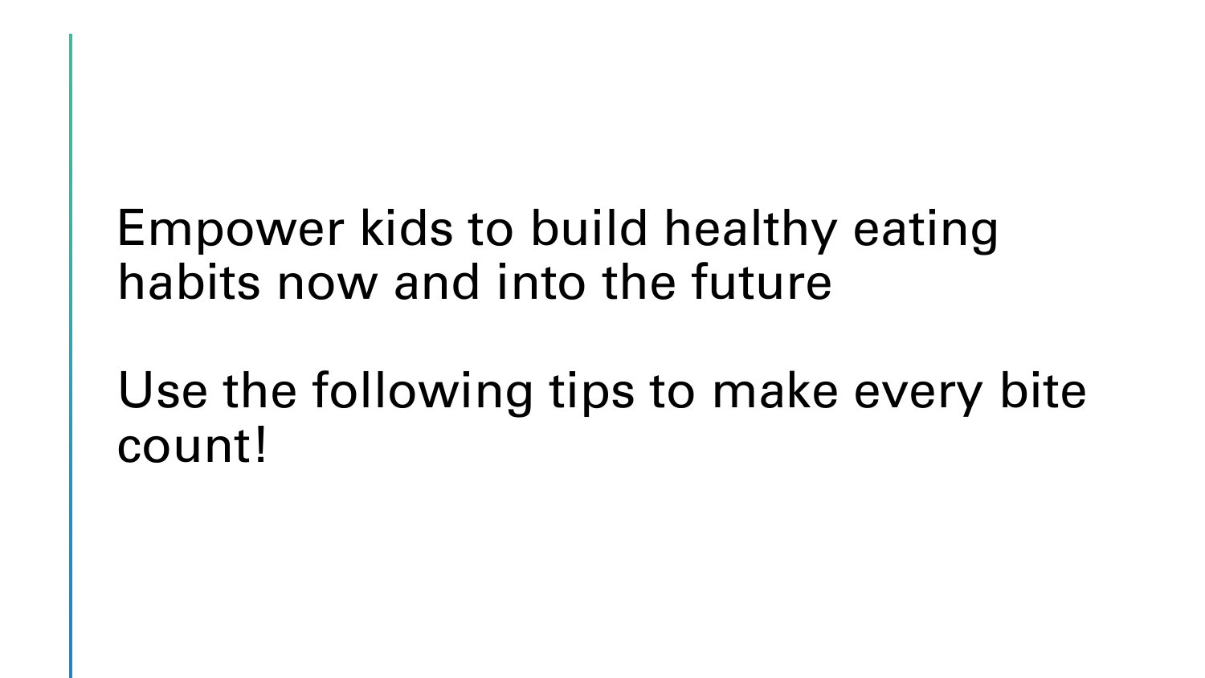Empower kids to build healthy eating habits now and into the future

Use the following tips to make every bite count!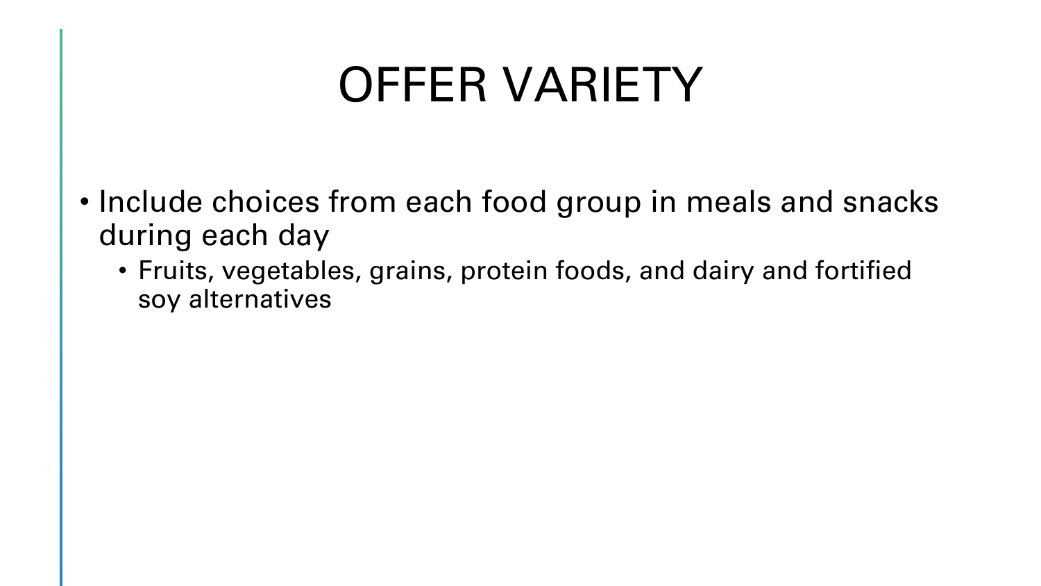# OFFER VARIETY

- Include choices from each food group in meals and snacks during each day
  - Fruits, vegetables, grains, protein foods, and dairy and fortified soy alternatives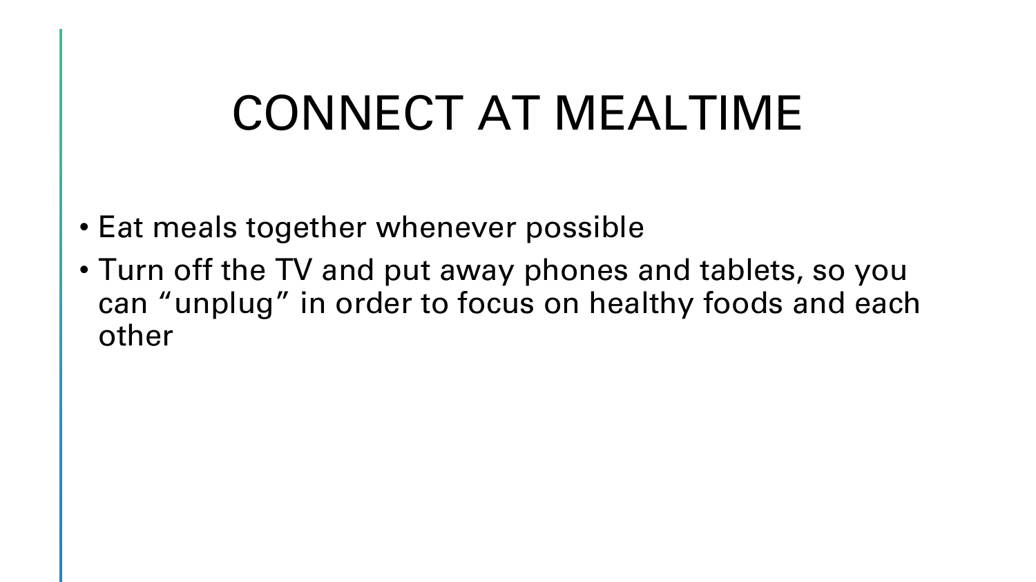# CONNECT AT MEALTIME

- Eat meals together whenever possible
- Turn off the TV and put away phones and tablets, so you can “unplug” in order to focus on healthy foods and each other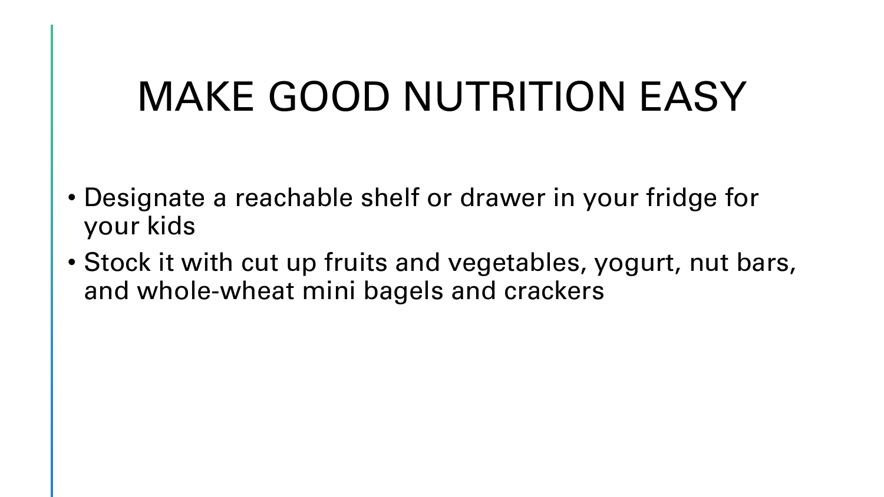# MAKE GOOD NUTRITION EASY

- Designate a reachable shelf or drawer in your fridge for your kids
- Stock it with cut up fruits and vegetables, yogurt, nut bars, and whole-wheat mini bagels and crackers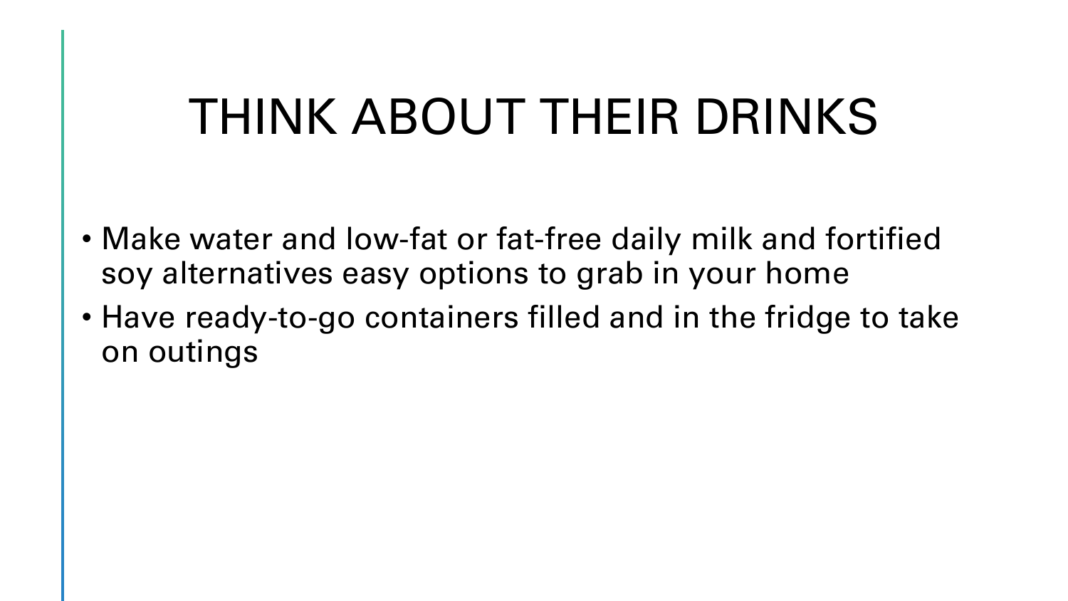# THINK ABOUT THEIR DRINKS

- Make water and low-fat or fat-free daily milk and fortified soy alternatives easy options to grab in your home
- Have ready-to-go containers filled and in the fridge to take on outings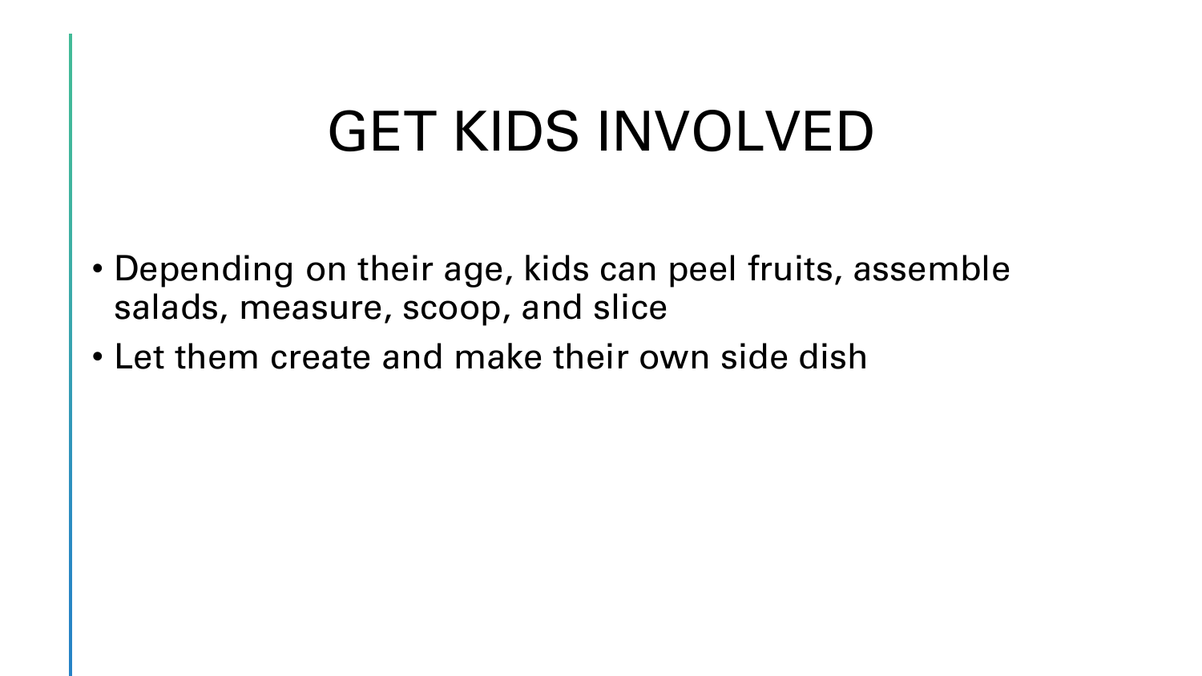# GET KIDS INVOLVED

- Depending on their age, kids can peel fruits, assemble salads, measure, scoop, and slice
- Let them create and make their own side dish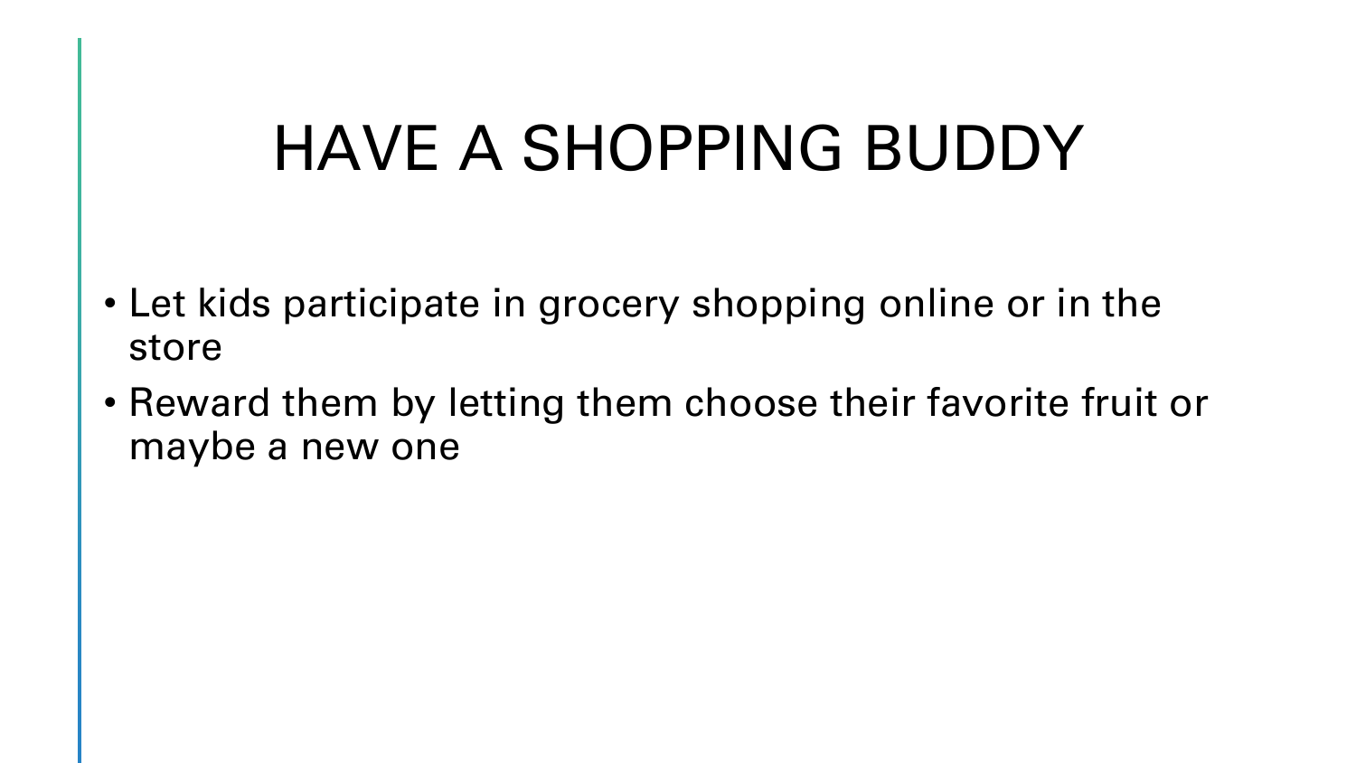# HAVE A SHOPPING BUDDY

- Let kids participate in grocery shopping online or in the store
- Reward them by letting them choose their favorite fruit or maybe a new one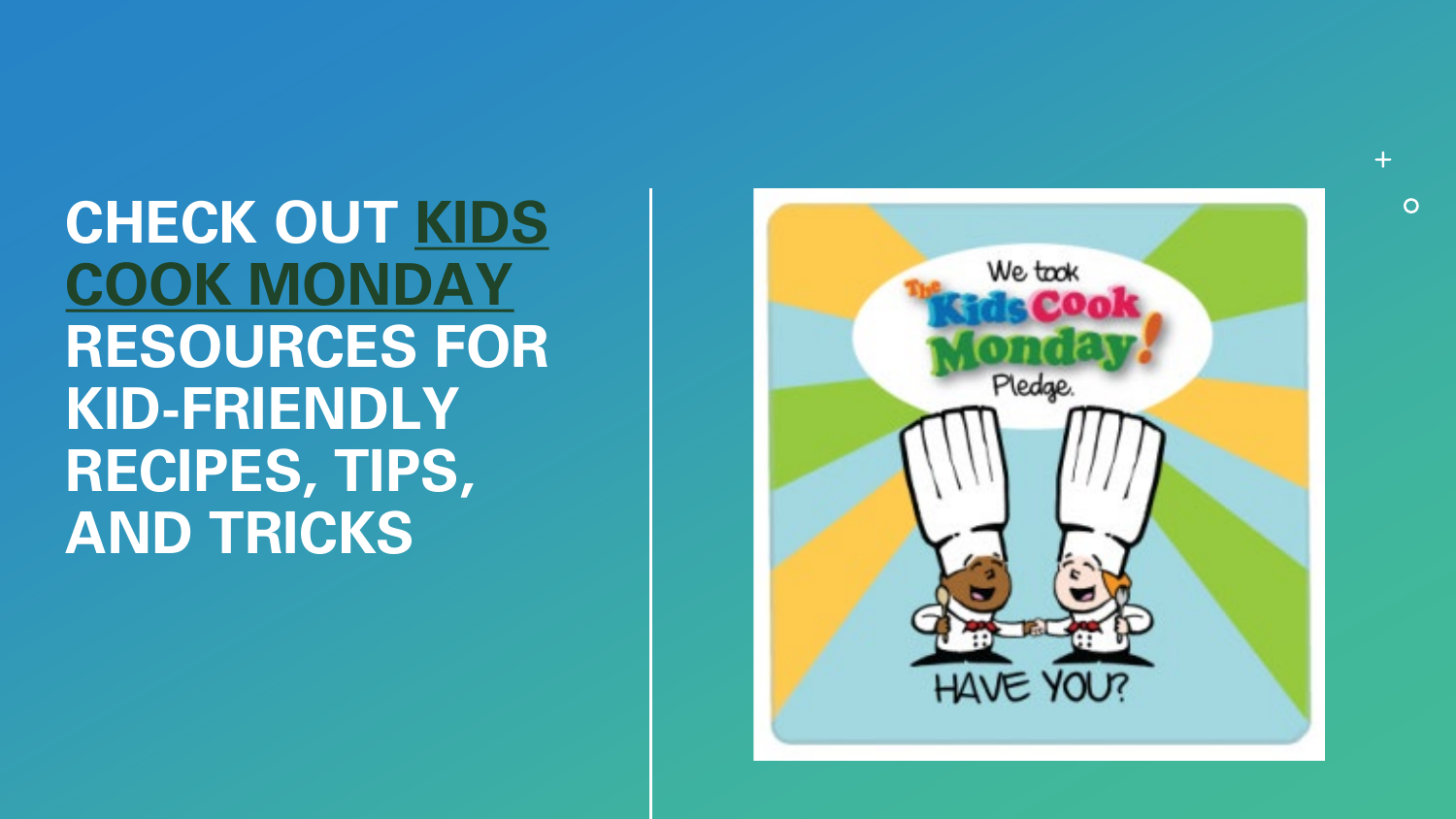# CHECK OUT KIDS COOK MONDAY RESOURCES FOR KID-FRIENDLY RECIPES, TIPS, AND TRICKS